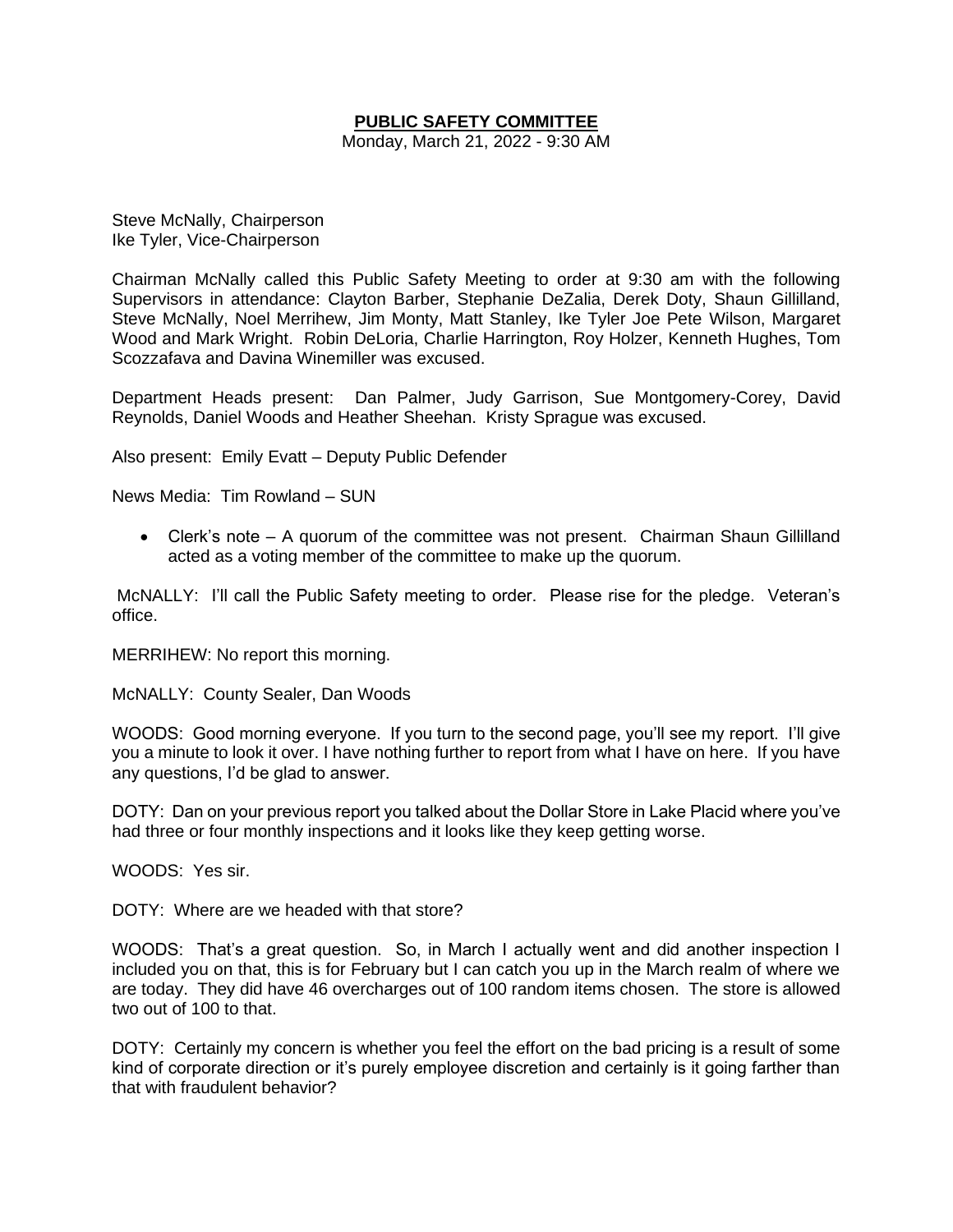# PUBLIC SAFETY COMMITTEE

Monday, March 21, 2022 - 9:30 AM

Steve McNally, Chairperson
Ike Tyler, Vice-Chairperson

Chairman McNally called this Public Safety Meeting to order at 9:30 am with the following Supervisors in attendance: Clayton Barber, Stephanie DeZalia, Derek Doty, Shaun Gillilland, Steve McNally, Noel Merrihew, Jim Monty, Matt Stanley, Ike Tyler Joe Pete Wilson, Margaret Wood and Mark Wright. Robin DeLoria, Charlie Harrington, Roy Holzer, Kenneth Hughes, Tom Scozzafava and Davina Winemiller was excused.

Department Heads present: Dan Palmer, Judy Garrison, Sue Montgomery-Corey, David Reynolds, Daniel Woods and Heather Sheehan. Kristy Sprague was excused.

Also present: Emily Evatt – Deputy Public Defender

News Media: Tim Rowland – SUN

- Clerk's note – A quorum of the committee was not present. Chairman Shaun Gillilland acted as a voting member of the committee to make up the quorum.

McNALLY: I'll call the Public Safety meeting to order. Please rise for the pledge. Veteran's office.

MERRIHEW: No report this morning.

McNALLY: County Sealer, Dan Woods

WOODS: Good morning everyone. If you turn to the second page, you'll see my report. I'll give you a minute to look it over. I have nothing further to report from what I have on here. If you have any questions, I'd be glad to answer.

DOTY: Dan on your previous report you talked about the Dollar Store in Lake Placid where you've had three or four monthly inspections and it looks like they keep getting worse.

WOODS: Yes sir.

DOTY: Where are we headed with that store?

WOODS: That's a great question. So, in March I actually went and did another inspection I included you on that, this is for February but I can catch you up in the March realm of where we are today. They did have 46 overcharges out of 100 random items chosen. The store is allowed two out of 100 to that.

DOTY: Certainly my concern is whether you feel the effort on the bad pricing is a result of some kind of corporate direction or it's purely employee discretion and certainly is it going farther than that with fraudulent behavior?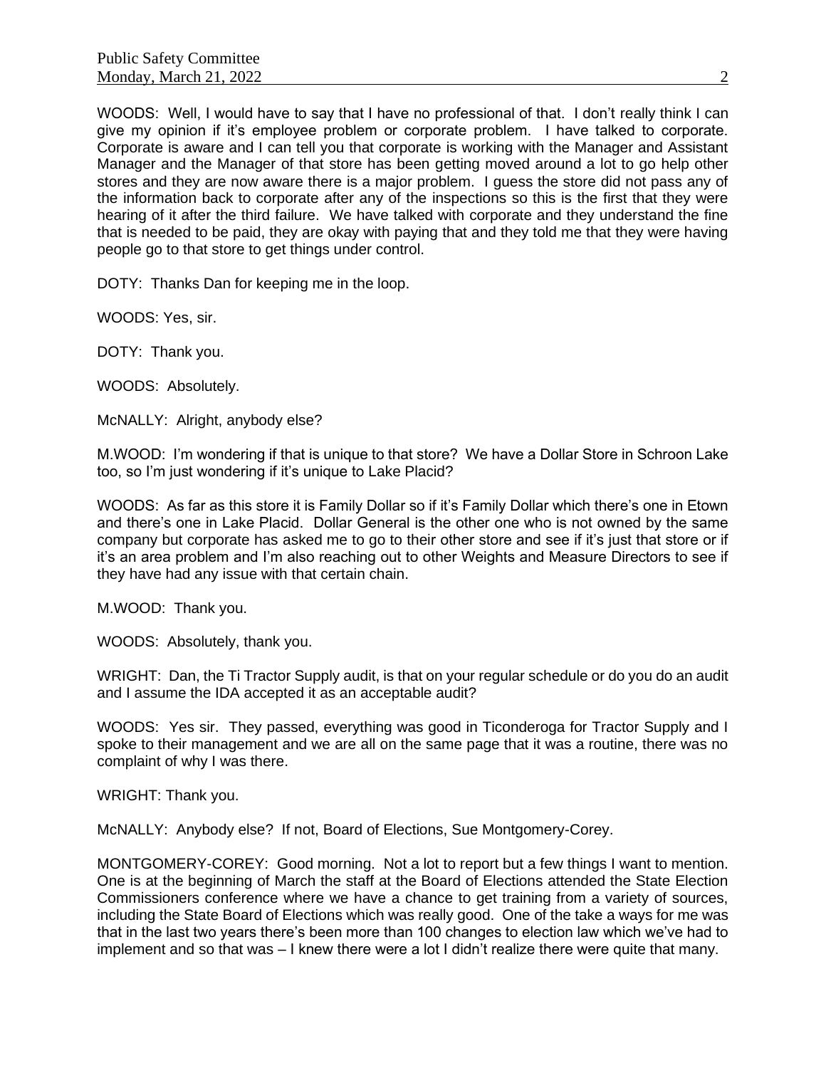WOODS: Well, I would have to say that I have no professional of that. I don't really think I can give my opinion if it's employee problem or corporate problem. I have talked to corporate. Corporate is aware and I can tell you that corporate is working with the Manager and Assistant Manager and the Manager of that store has been getting moved around a lot to go help other stores and they are now aware there is a major problem. I guess the store did not pass any of the information back to corporate after any of the inspections so this is the first that they were hearing of it after the third failure. We have talked with corporate and they understand the fine that is needed to be paid, they are okay with paying that and they told me that they were having people go to that store to get things under control.

DOTY: Thanks Dan for keeping me in the loop.

WOODS: Yes, sir.

DOTY: Thank you.

WOODS: Absolutely.

McNALLY: Alright, anybody else?

M.WOOD: I'm wondering if that is unique to that store? We have a Dollar Store in Schroon Lake too, so I'm just wondering if it's unique to Lake Placid?

WOODS: As far as this store it is Family Dollar so if it's Family Dollar which there's one in Etown and there's one in Lake Placid. Dollar General is the other one who is not owned by the same company but corporate has asked me to go to their other store and see if it's just that store or if it's an area problem and I'm also reaching out to other Weights and Measure Directors to see if they have had any issue with that certain chain.

M.WOOD: Thank you.

WOODS: Absolutely, thank you.

WRIGHT: Dan, the Ti Tractor Supply audit, is that on your regular schedule or do you do an audit and I assume the IDA accepted it as an acceptable audit?

WOODS: Yes sir. They passed, everything was good in Ticonderoga for Tractor Supply and I spoke to their management and we are all on the same page that it was a routine, there was no complaint of why I was there.

WRIGHT: Thank you.

McNALLY: Anybody else? If not, Board of Elections, Sue Montgomery-Corey.

MONTGOMERY-COREY: Good morning. Not a lot to report but a few things I want to mention. One is at the beginning of March the staff at the Board of Elections attended the State Election Commissioners conference where we have a chance to get training from a variety of sources, including the State Board of Elections which was really good. One of the take a ways for me was that in the last two years there's been more than 100 changes to election law which we've had to implement and so that was – I knew there were a lot I didn't realize there were quite that many.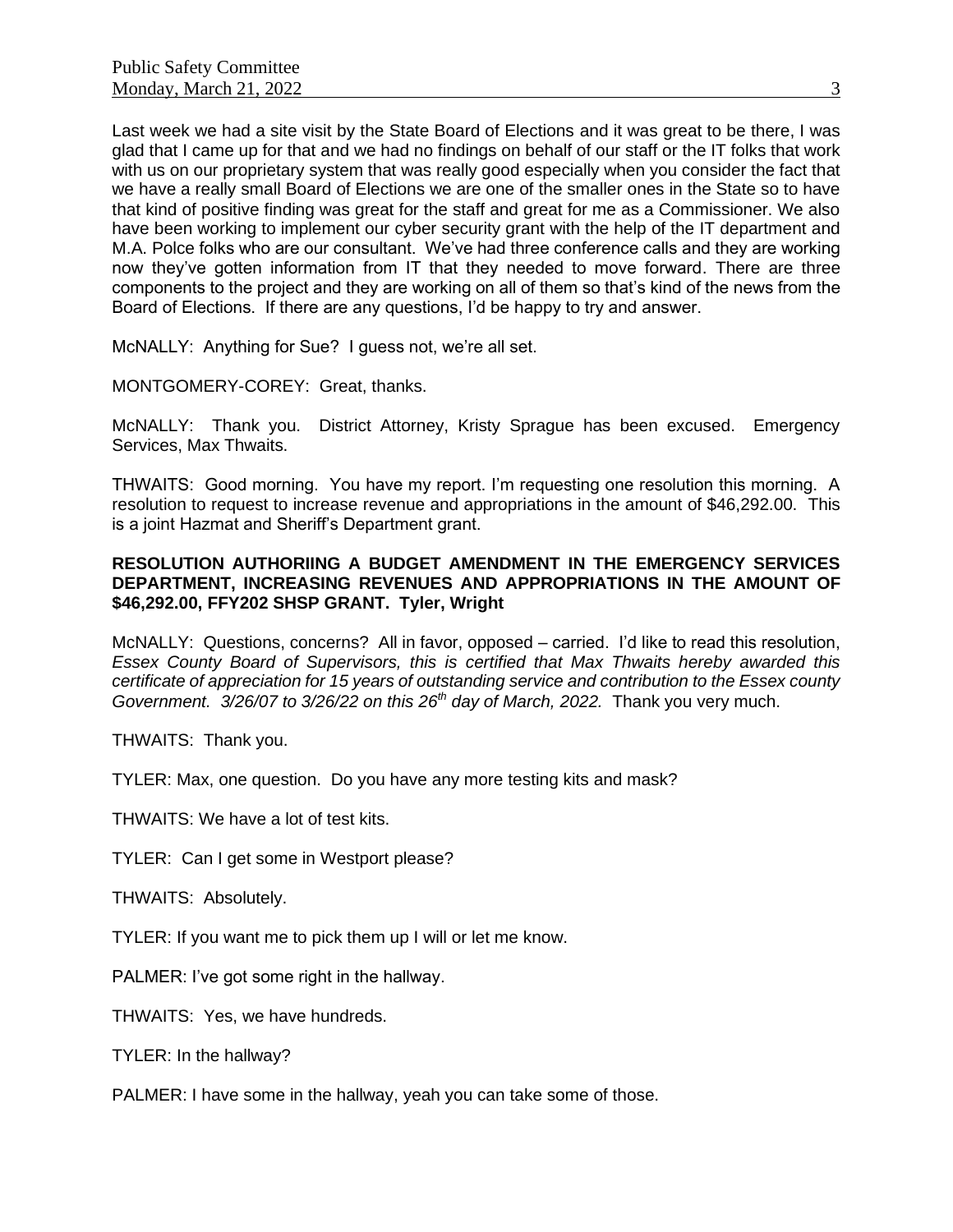Last week we had a site visit by the State Board of Elections and it was great to be there, I was glad that I came up for that and we had no findings on behalf of our staff or the IT folks that work with us on our proprietary system that was really good especially when you consider the fact that we have a really small Board of Elections we are one of the smaller ones in the State so to have that kind of positive finding was great for the staff and great for me as a Commissioner. We also have been working to implement our cyber security grant with the help of the IT department and M.A. Polce folks who are our consultant. We've had three conference calls and they are working now they've gotten information from IT that they needed to move forward. There are three components to the project and they are working on all of them so that's kind of the news from the Board of Elections. If there are any questions, I'd be happy to try and answer.

McNALLY: Anything for Sue? I guess not, we're all set.

MONTGOMERY-COREY: Great, thanks.

McNALLY: Thank you. District Attorney, Kristy Sprague has been excused. Emergency Services, Max Thwaits.

THWAITS: Good morning. You have my report. I'm requesting one resolution this morning. A resolution to request to increase revenue and appropriations in the amount of $46,292.00. This is a joint Hazmat and Sheriff's Department grant.

**RESOLUTION AUTHORIING A BUDGET AMENDMENT IN THE EMERGENCY SERVICES DEPARTMENT, INCREASING REVENUES AND APPROPRIATIONS IN THE AMOUNT OF $46,292.00, FFY202 SHSP GRANT. Tyler, Wright**

McNALLY: Questions, concerns? All in favor, opposed – carried. I'd like to read this resolution, *Essex County Board of Supervisors, this is certified that Max Thwaits hereby awarded this certificate of appreciation for 15 years of outstanding service and contribution to the Essex county Government. 3/26/07 to 3/26/22 on this 26th day of March, 2022.* Thank you very much.

THWAITS: Thank you.

TYLER: Max, one question. Do you have any more testing kits and mask?

THWAITS: We have a lot of test kits.

TYLER: Can I get some in Westport please?

THWAITS: Absolutely.

TYLER: If you want me to pick them up I will or let me know.

PALMER: I've got some right in the hallway.

THWAITS: Yes, we have hundreds.

TYLER: In the hallway?

PALMER: I have some in the hallway, yeah you can take some of those.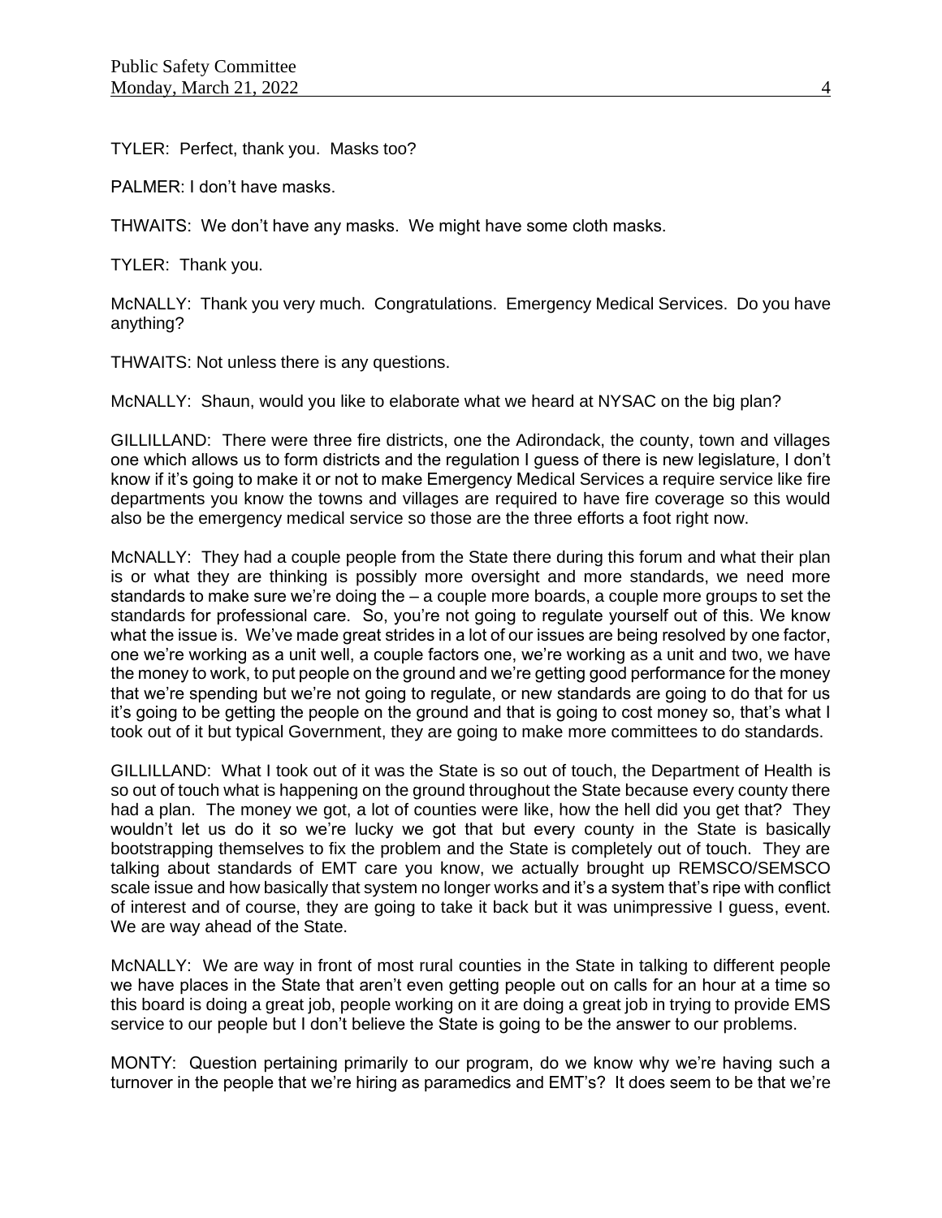TYLER: Perfect, thank you. Masks too?

PALMER: I don't have masks.

THWAITS: We don't have any masks. We might have some cloth masks.

TYLER: Thank you.

McNALLY: Thank you very much. Congratulations. Emergency Medical Services. Do you have anything?

THWAITS: Not unless there is any questions.

McNALLY: Shaun, would you like to elaborate what we heard at NYSAC on the big plan?

GILLILLAND: There were three fire districts, one the Adirondack, the county, town and villages one which allows us to form districts and the regulation I guess of there is new legislature, I don't know if it's going to make it or not to make Emergency Medical Services a require service like fire departments you know the towns and villages are required to have fire coverage so this would also be the emergency medical service so those are the three efforts a foot right now.

McNALLY: They had a couple people from the State there during this forum and what their plan is or what they are thinking is possibly more oversight and more standards, we need more standards to make sure we're doing the – a couple more boards, a couple more groups to set the standards for professional care. So, you're not going to regulate yourself out of this. We know what the issue is. We've made great strides in a lot of our issues are being resolved by one factor, one we're working as a unit well, a couple factors one, we're working as a unit and two, we have the money to work, to put people on the ground and we're getting good performance for the money that we're spending but we're not going to regulate, or new standards are going to do that for us it's going to be getting the people on the ground and that is going to cost money so, that's what I took out of it but typical Government, they are going to make more committees to do standards.

GILLILLAND: What I took out of it was the State is so out of touch, the Department of Health is so out of touch what is happening on the ground throughout the State because every county there had a plan. The money we got, a lot of counties were like, how the hell did you get that? They wouldn't let us do it so we're lucky we got that but every county in the State is basically bootstrapping themselves to fix the problem and the State is completely out of touch. They are talking about standards of EMT care you know, we actually brought up REMSCO/SEMSCO scale issue and how basically that system no longer works and it's a system that's ripe with conflict of interest and of course, they are going to take it back but it was unimpressive I guess, event. We are way ahead of the State.

McNALLY: We are way in front of most rural counties in the State in talking to different people we have places in the State that aren't even getting people out on calls for an hour at a time so this board is doing a great job, people working on it are doing a great job in trying to provide EMS service to our people but I don't believe the State is going to be the answer to our problems.

MONTY: Question pertaining primarily to our program, do we know why we're having such a turnover in the people that we're hiring as paramedics and EMT's? It does seem to be that we're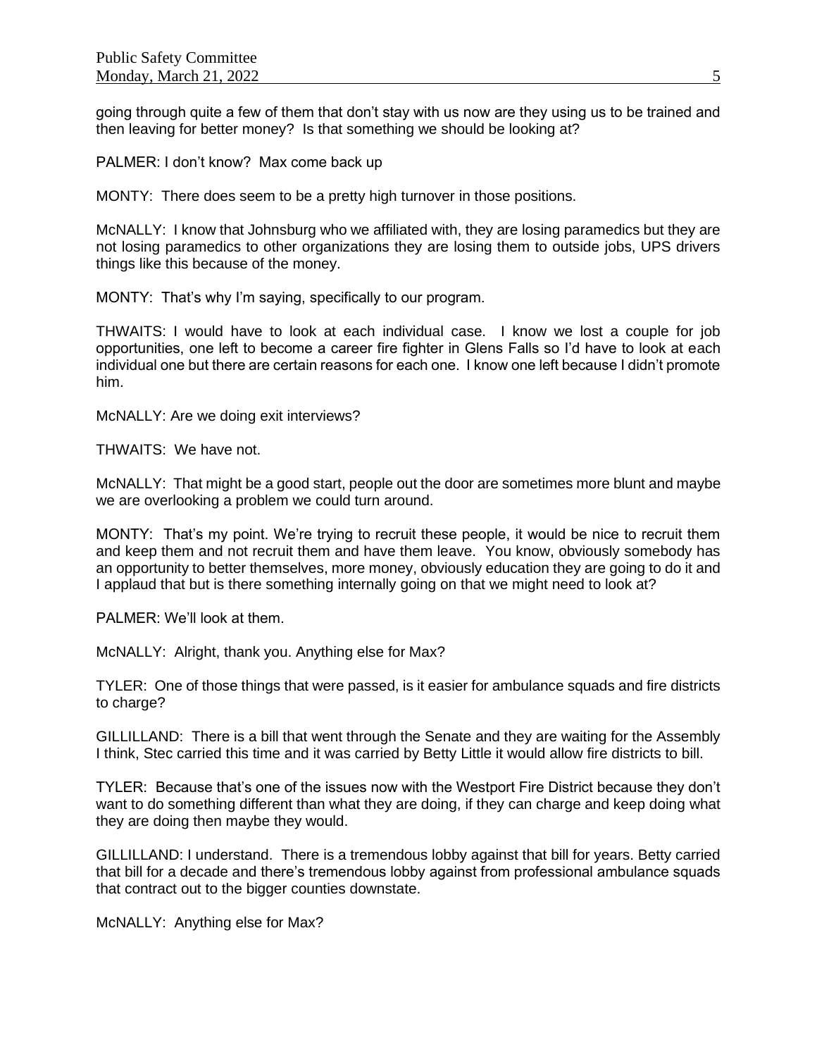going through quite a few of them that don't stay with us now are they using us to be trained and then leaving for better money? Is that something we should be looking at?

PALMER: I don't know? Max come back up

MONTY: There does seem to be a pretty high turnover in those positions.

McNALLY: I know that Johnsburg who we affiliated with, they are losing paramedics but they are not losing paramedics to other organizations they are losing them to outside jobs, UPS drivers things like this because of the money.

MONTY: That's why I'm saying, specifically to our program.

THWAITS: I would have to look at each individual case. I know we lost a couple for job opportunities, one left to become a career fire fighter in Glens Falls so I'd have to look at each individual one but there are certain reasons for each one. I know one left because I didn't promote him.

McNALLY: Are we doing exit interviews?

THWAITS: We have not.

McNALLY: That might be a good start, people out the door are sometimes more blunt and maybe we are overlooking a problem we could turn around.

MONTY: That's my point. We're trying to recruit these people, it would be nice to recruit them and keep them and not recruit them and have them leave. You know, obviously somebody has an opportunity to better themselves, more money, obviously education they are going to do it and I applaud that but is there something internally going on that we might need to look at?

PALMER: We'll look at them.

McNALLY: Alright, thank you. Anything else for Max?

TYLER: One of those things that were passed, is it easier for ambulance squads and fire districts to charge?

GILLILLAND: There is a bill that went through the Senate and they are waiting for the Assembly I think, Stec carried this time and it was carried by Betty Little it would allow fire districts to bill.

TYLER: Because that's one of the issues now with the Westport Fire District because they don't want to do something different than what they are doing, if they can charge and keep doing what they are doing then maybe they would.

GILLILLAND: I understand. There is a tremendous lobby against that bill for years. Betty carried that bill for a decade and there's tremendous lobby against from professional ambulance squads that contract out to the bigger counties downstate.

McNALLY: Anything else for Max?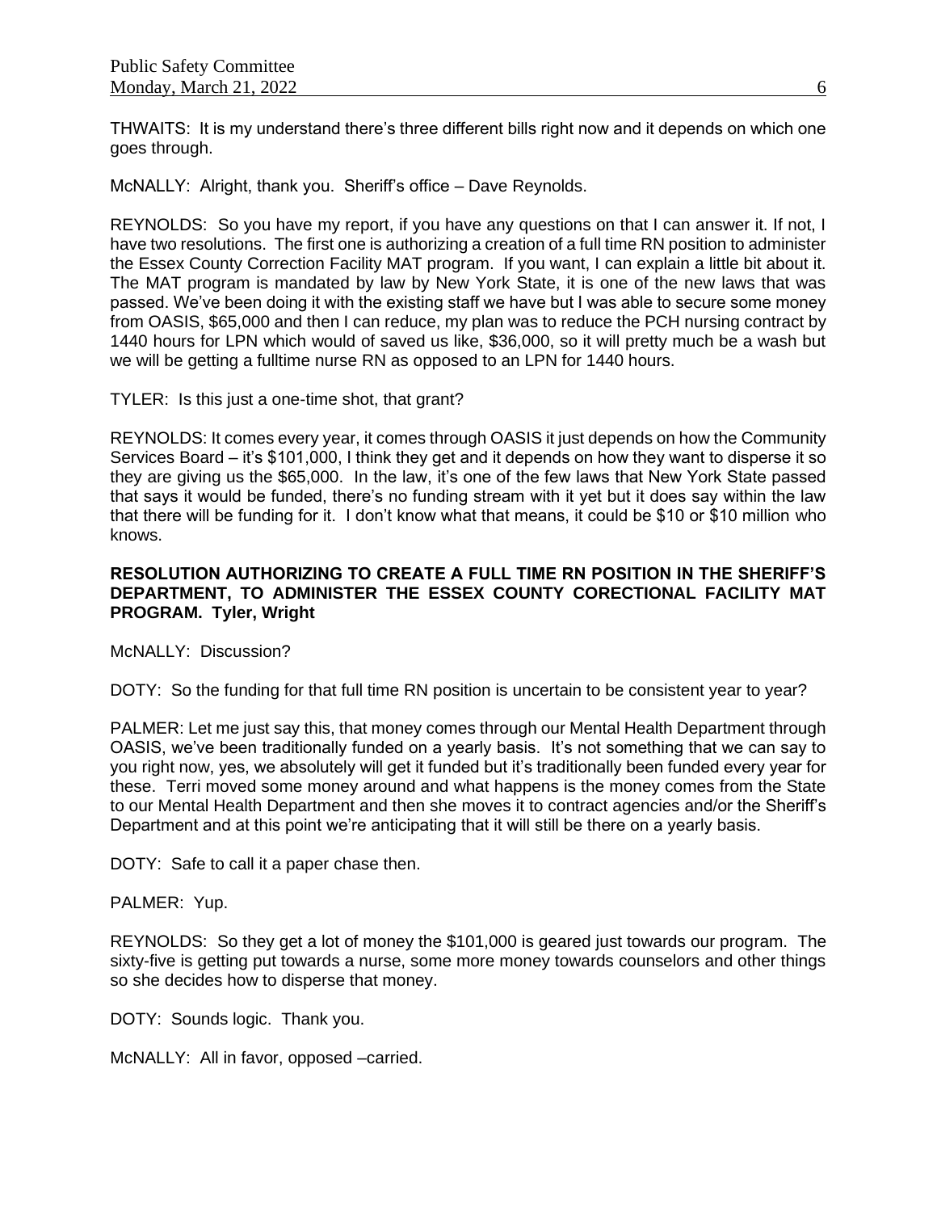THWAITS: It is my understand there's three different bills right now and it depends on which one goes through.

McNALLY: Alright, thank you. Sheriff's office – Dave Reynolds.

REYNOLDS: So you have my report, if you have any questions on that I can answer it. If not, I have two resolutions. The first one is authorizing a creation of a full time RN position to administer the Essex County Correction Facility MAT program. If you want, I can explain a little bit about it. The MAT program is mandated by law by New York State, it is one of the new laws that was passed. We've been doing it with the existing staff we have but I was able to secure some money from OASIS, $65,000 and then I can reduce, my plan was to reduce the PCH nursing contract by 1440 hours for LPN which would of saved us like, $36,000, so it will pretty much be a wash but we will be getting a fulltime nurse RN as opposed to an LPN for 1440 hours.

TYLER: Is this just a one-time shot, that grant?

REYNOLDS: It comes every year, it comes through OASIS it just depends on how the Community Services Board – it's $101,000, I think they get and it depends on how they want to disperse it so they are giving us the $65,000. In the law, it's one of the few laws that New York State passed that says it would be funded, there's no funding stream with it yet but it does say within the law that there will be funding for it. I don't know what that means, it could be $10 or $10 million who knows.

**RESOLUTION AUTHORIZING TO CREATE A FULL TIME RN POSITION IN THE SHERIFF'S DEPARTMENT, TO ADMINISTER THE ESSEX COUNTY CORECTIONAL FACILITY MAT PROGRAM. Tyler, Wright**

McNALLY: Discussion?

DOTY: So the funding for that full time RN position is uncertain to be consistent year to year?

PALMER: Let me just say this, that money comes through our Mental Health Department through OASIS, we've been traditionally funded on a yearly basis. It's not something that we can say to you right now, yes, we absolutely will get it funded but it's traditionally been funded every year for these. Terri moved some money around and what happens is the money comes from the State to our Mental Health Department and then she moves it to contract agencies and/or the Sheriff's Department and at this point we're anticipating that it will still be there on a yearly basis.

DOTY: Safe to call it a paper chase then.

PALMER: Yup.

REYNOLDS: So they get a lot of money the $101,000 is geared just towards our program. The sixty-five is getting put towards a nurse, some more money towards counselors and other things so she decides how to disperse that money.

DOTY: Sounds logic. Thank you.

McNALLY: All in favor, opposed –carried.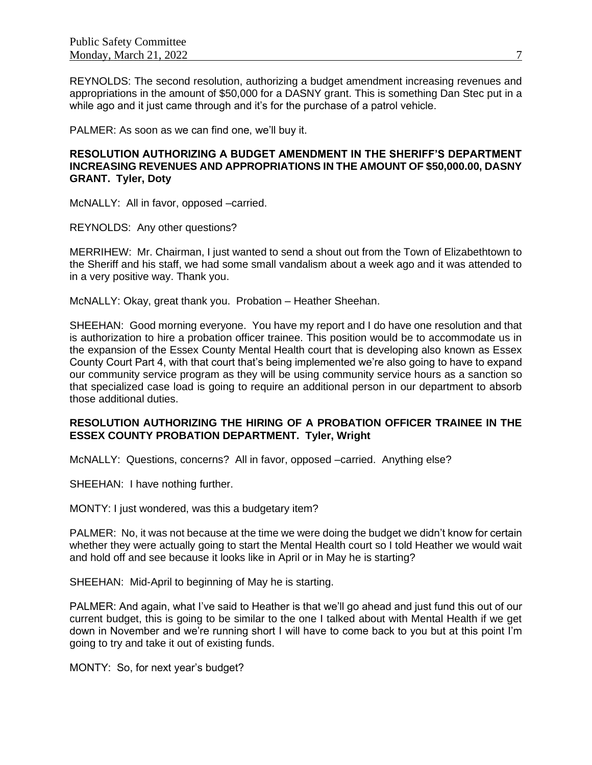REYNOLDS: The second resolution, authorizing a budget amendment increasing revenues and appropriations in the amount of $50,000 for a DASNY grant. This is something Dan Stec put in a while ago and it just came through and it's for the purchase of a patrol vehicle.

PALMER: As soon as we can find one, we'll buy it.

**RESOLUTION AUTHORIZING A BUDGET AMENDMENT IN THE SHERIFF'S DEPARTMENT INCREASING REVENUES AND APPROPRIATIONS IN THE AMOUNT OF $50,000.00, DASNY GRANT. Tyler, Doty**

McNALLY: All in favor, opposed –carried.

REYNOLDS: Any other questions?

MERRIHEW: Mr. Chairman, I just wanted to send a shout out from the Town of Elizabethtown to the Sheriff and his staff, we had some small vandalism about a week ago and it was attended to in a very positive way. Thank you.

McNALLY: Okay, great thank you. Probation – Heather Sheehan.

SHEEHAN: Good morning everyone. You have my report and I do have one resolution and that is authorization to hire a probation officer trainee. This position would be to accommodate us in the expansion of the Essex County Mental Health court that is developing also known as Essex County Court Part 4, with that court that's being implemented we're also going to have to expand our community service program as they will be using community service hours as a sanction so that specialized case load is going to require an additional person in our department to absorb those additional duties.

**RESOLUTION AUTHORIZING THE HIRING OF A PROBATION OFFICER TRAINEE IN THE ESSEX COUNTY PROBATION DEPARTMENT. Tyler, Wright**

McNALLY: Questions, concerns? All in favor, opposed –carried. Anything else?

SHEEHAN: I have nothing further.

MONTY: I just wondered, was this a budgetary item?

PALMER: No, it was not because at the time we were doing the budget we didn't know for certain whether they were actually going to start the Mental Health court so I told Heather we would wait and hold off and see because it looks like in April or in May he is starting?

SHEEHAN: Mid-April to beginning of May he is starting.

PALMER: And again, what I've said to Heather is that we'll go ahead and just fund this out of our current budget, this is going to be similar to the one I talked about with Mental Health if we get down in November and we're running short I will have to come back to you but at this point I'm going to try and take it out of existing funds.

MONTY: So, for next year's budget?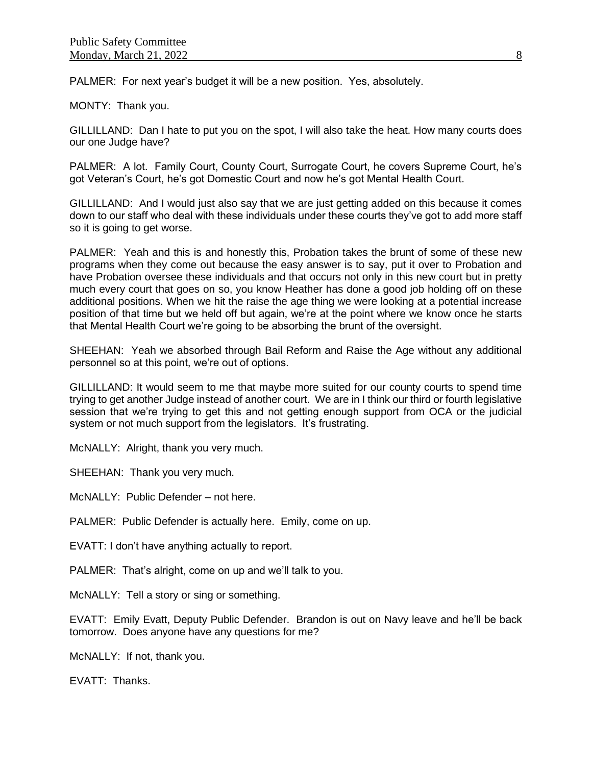PALMER: For next year's budget it will be a new position. Yes, absolutely.

MONTY: Thank you.

GILLILLAND: Dan I hate to put you on the spot, I will also take the heat. How many courts does our one Judge have?

PALMER: A lot. Family Court, County Court, Surrogate Court, he covers Supreme Court, he's got Veteran's Court, he's got Domestic Court and now he's got Mental Health Court.

GILLILLAND: And I would just also say that we are just getting added on this because it comes down to our staff who deal with these individuals under these courts they've got to add more staff so it is going to get worse.

PALMER: Yeah and this is and honestly this, Probation takes the brunt of some of these new programs when they come out because the easy answer is to say, put it over to Probation and have Probation oversee these individuals and that occurs not only in this new court but in pretty much every court that goes on so, you know Heather has done a good job holding off on these additional positions. When we hit the raise the age thing we were looking at a potential increase position of that time but we held off but again, we're at the point where we know once he starts that Mental Health Court we're going to be absorbing the brunt of the oversight.

SHEEHAN: Yeah we absorbed through Bail Reform and Raise the Age without any additional personnel so at this point, we're out of options.

GILLILLAND: It would seem to me that maybe more suited for our county courts to spend time trying to get another Judge instead of another court. We are in I think our third or fourth legislative session that we're trying to get this and not getting enough support from OCA or the judicial system or not much support from the legislators. It's frustrating.

McNALLY: Alright, thank you very much.

SHEEHAN: Thank you very much.

McNALLY: Public Defender – not here.

PALMER: Public Defender is actually here. Emily, come on up.

EVATT: I don't have anything actually to report.

PALMER: That's alright, come on up and we'll talk to you.

McNALLY: Tell a story or sing or something.

EVATT: Emily Evatt, Deputy Public Defender. Brandon is out on Navy leave and he'll be back tomorrow. Does anyone have any questions for me?

McNALLY: If not, thank you.

EVATT: Thanks.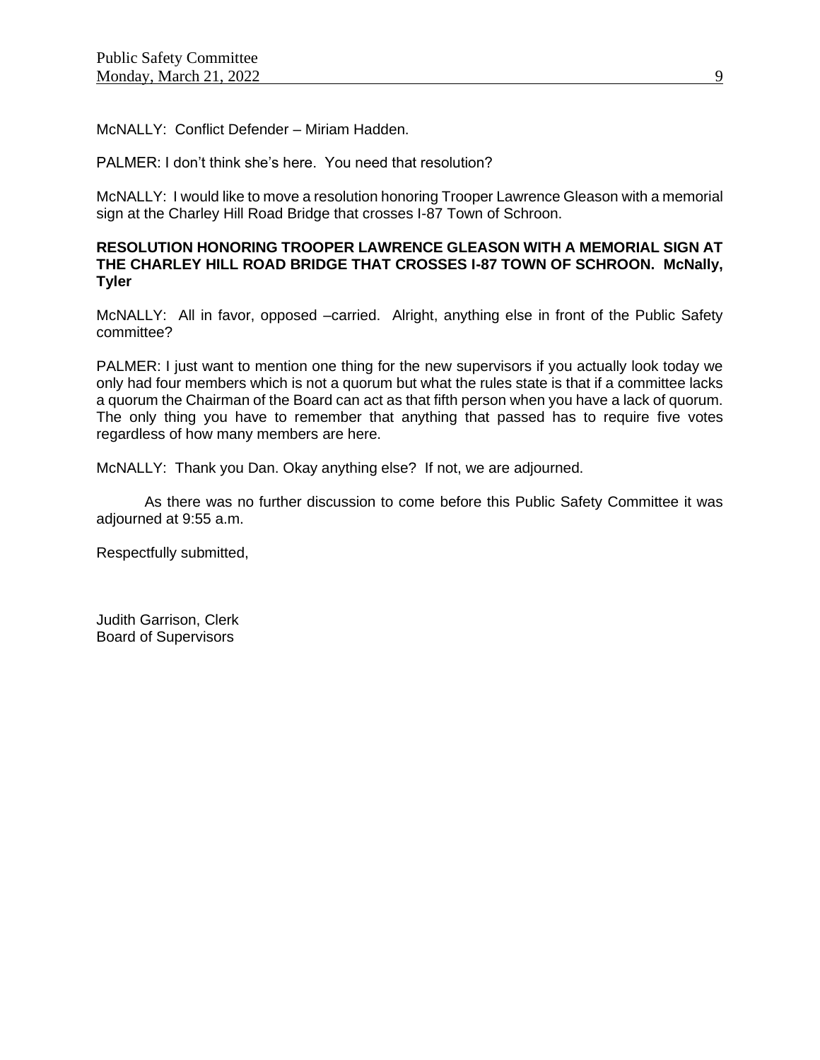McNALLY: Conflict Defender – Miriam Hadden.

PALMER: I don't think she's here. You need that resolution?

McNALLY: I would like to move a resolution honoring Trooper Lawrence Gleason with a memorial sign at the Charley Hill Road Bridge that crosses I-87 Town of Schroon.

**RESOLUTION HONORING TROOPER LAWRENCE GLEASON WITH A MEMORIAL SIGN AT THE CHARLEY HILL ROAD BRIDGE THAT CROSSES I-87 TOWN OF SCHROON. McNally, Tyler**

McNALLY: All in favor, opposed –carried. Alright, anything else in front of the Public Safety committee?

PALMER: I just want to mention one thing for the new supervisors if you actually look today we only had four members which is not a quorum but what the rules state is that if a committee lacks a quorum the Chairman of the Board can act as that fifth person when you have a lack of quorum. The only thing you have to remember that anything that passed has to require five votes regardless of how many members are here.

McNALLY: Thank you Dan. Okay anything else? If not, we are adjourned.

As there was no further discussion to come before this Public Safety Committee it was adjourned at 9:55 a.m.

Respectfully submitted,

Judith Garrison, Clerk
Board of Supervisors